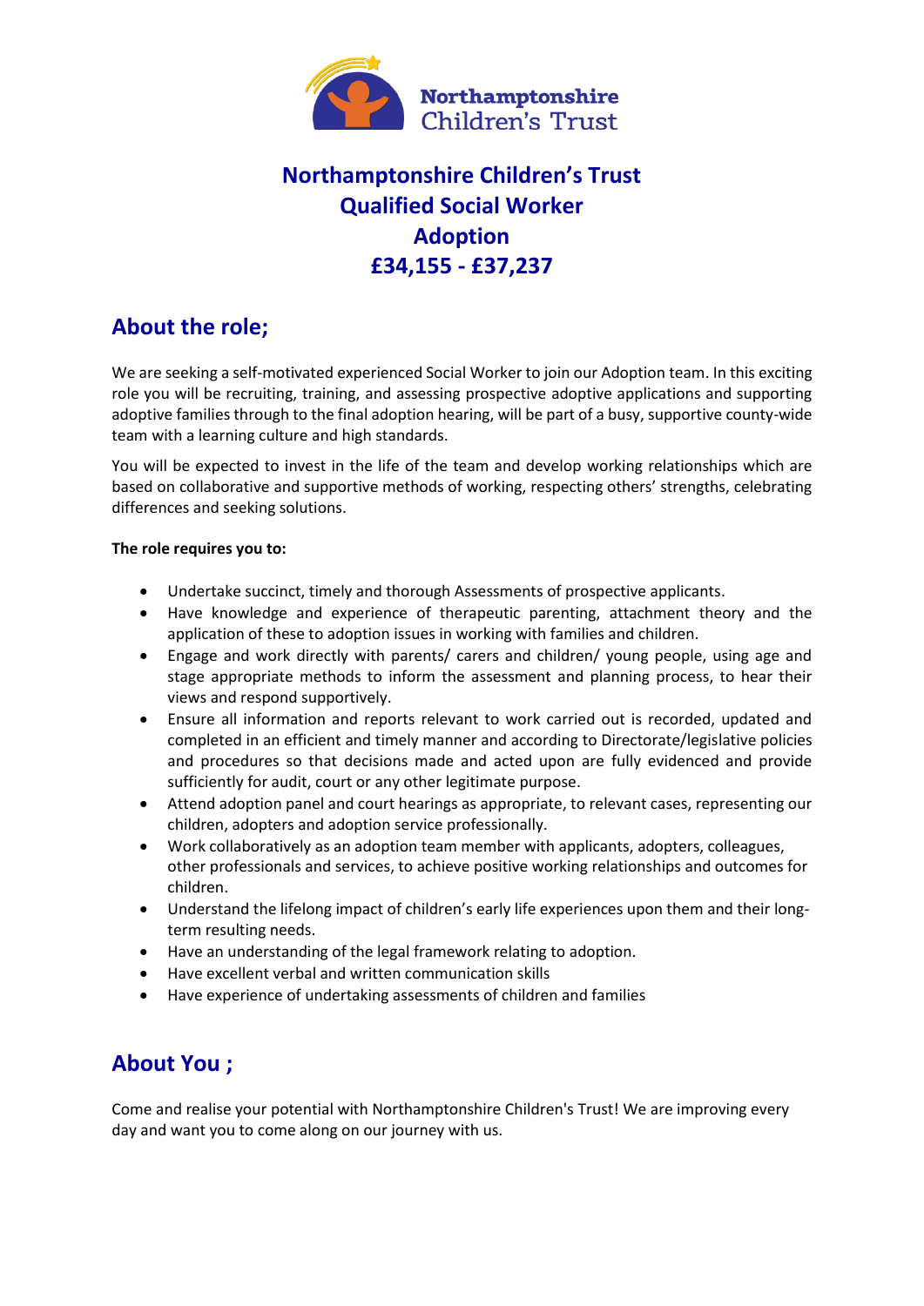# Northamptonshire Children's Trust
# Qualified Social Worker
# Adoption
# £34,155 - £37,237

## About the role;

We are seeking a self-motivated experienced Social Worker to join our Adoption team. In this exciting role you will be recruiting, training, and assessing prospective adoptive applications and supporting adoptive families through to the final adoption hearing, will be part of a busy, supportive county-wide team with a learning culture and high standards.

You will be expected to invest in the life of the team and develop working relationships which are based on collaborative and supportive methods of working, respecting others' strengths, celebrating differences and seeking solutions.

**The role requires you to:**

- Undertake succinct, timely and thorough Assessments of prospective applicants.
- Have knowledge and experience of therapeutic parenting, attachment theory and the application of these to adoption issues in working with families and children.
- Engage and work directly with parents/ carers and children/ young people, using age and stage appropriate methods to inform the assessment and planning process, to hear their views and respond supportively.
- Ensure all information and reports relevant to work carried out is recorded, updated and completed in an efficient and timely manner and according to Directorate/legislative policies and procedures so that decisions made and acted upon are fully evidenced and provide sufficiently for audit, court or any other legitimate purpose.
- Attend adoption panel and court hearings as appropriate, to relevant cases, representing our children, adopters and adoption service professionally.
- Work collaboratively as an adoption team member with applicants, adopters, colleagues, other professionals and services, to achieve positive working relationships and outcomes for children.
- Understand the lifelong impact of children's early life experiences upon them and their long-term resulting needs.
- Have an understanding of the legal framework relating to adoption.
- Have excellent verbal and written communication skills
- Have experience of undertaking assessments of children and families

## About You ;

Come and realise your potential with Northamptonshire Children's Trust! We are improving every day and want you to come along on our journey with us.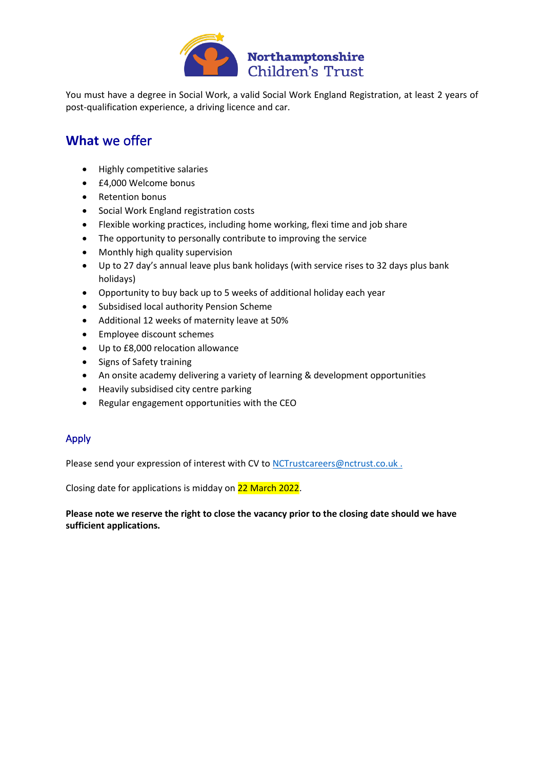You must have a degree in Social Work, a valid Social Work England Registration, at least 2 years of post-qualification experience, a driving licence and car.

## What we offer

- Highly competitive salaries
- £4,000 Welcome bonus
- Retention bonus
- Social Work England registration costs
- Flexible working practices, including home working, flexi time and job share
- The opportunity to personally contribute to improving the service
- Monthly high quality supervision
- Up to 27 day's annual leave plus bank holidays (with service rises to 32 days plus bank holidays)
- Opportunity to buy back up to 5 weeks of additional holiday each year
- Subsidised local authority Pension Scheme
- Additional 12 weeks of maternity leave at 50%
- Employee discount schemes
- Up to £8,000 relocation allowance
- Signs of Safety training
- An onsite academy delivering a variety of learning & development opportunities
- Heavily subsidised city centre parking
- Regular engagement opportunities with the CEO

### Apply

Please send your expression of interest with CV to NCTrustcareers@nctrust.co.uk .

Closing date for applications is midday on 22 March 2022.

**Please note we reserve the right to close the vacancy prior to the closing date should we have sufficient applications.**